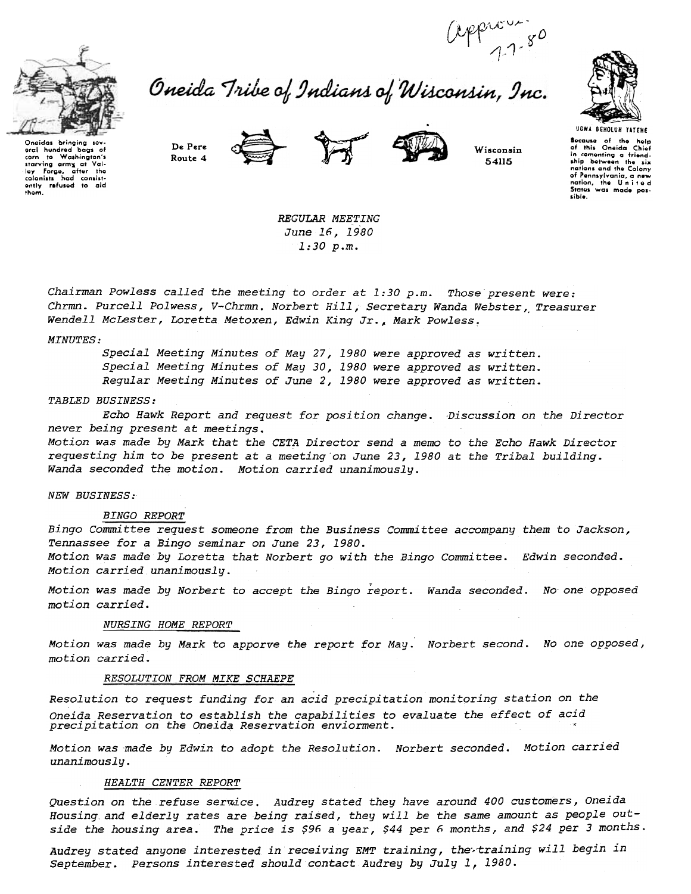Approved 7-7-80

# Oneida Tribe of Indians of Wisconsin, Inc.

Oneidas bringing several hundred bags of corn to Washington's starving army at Valley Forge, after the colonists had consistently refused to aid them.

De Pere Route 4

Wisconsin 54115

UGWA DEHOLUH YATEHE

Because of the help of this Oneida Chief in cementing a friendship between the six nations and the Colony of Pennsylvania, a new nation, the United States was made possible.

*REGULAR MEETING*
*June 16, 1980*
*1:30 p.m.*

*Chairman Powless called the meeting to order at 1:30 p.m. Those present were: Chrmn. Purcell Polwess, V-Chrmn. Norbert Hill, Secretary Wanda Webster, Treasurer Wendell McLester, Loretta Metoxen, Edwin King Jr., Mark Powless.*

*MINUTES:*

*Special Meeting Minutes of May 27, 1980 were approved as written.*
*Special Meeting Minutes of May 30, 1980 were approved as written.*
*Regular Meeting Minutes of June 2, 1980 were approved as written.*

*TABLED BUSINESS:*

*Echo Hawk Report and request for position change. Discussion on the Director never being present at meetings.*
*Motion was made by Mark that the CETA Director send a memo to the Echo Hawk Director requesting him to be present at a meeting on June 23, 1980 at the Tribal building. Wanda seconded the motion. Motion carried unanimously.*

*NEW BUSINESS:*

*BINGO REPORT*

*Bingo Committee request someone from the Business Committee accompany them to Jackson, Tennassee for a Bingo seminar on June 23, 1980.*
*Motion was made by Loretta that Norbert go with the Bingo Committee. Edwin seconded. Motion carried unanimously.*

*Motion was made by Norbert to accept the Bingo report. Wanda seconded. No one opposed motion carried.*

*NURSING HOME REPORT*

*Motion was made by Mark to apporve the report for May. Norbert second. No one opposed, motion carried.*

*RESOLUTION FROM MIKE SCHAEPE*

*Resolution to request funding for an acid precipitation monitoring station on the Oneida Reservation to establish the capabilities to evaluate the effect of acid precipitation on the Oneida Reservation enviorment.*

*Motion was made by Edwin to adopt the Resolution. Norbert seconded. Motion carried unanimously.*

*HEALTH CENTER REPORT*

*Question on the refuse service. Audrey stated they have around 400 customers, Oneida Housing and elderly rates are being raised, they will be the same amount as people outside the housing area. The price is $96 a year, $44 per 6 months, and $24 per 3 months.*

*Audrey stated anyone interested in receiving EMT training, the training will begin in September. Persons interested should contact Audrey by July 1, 1980.*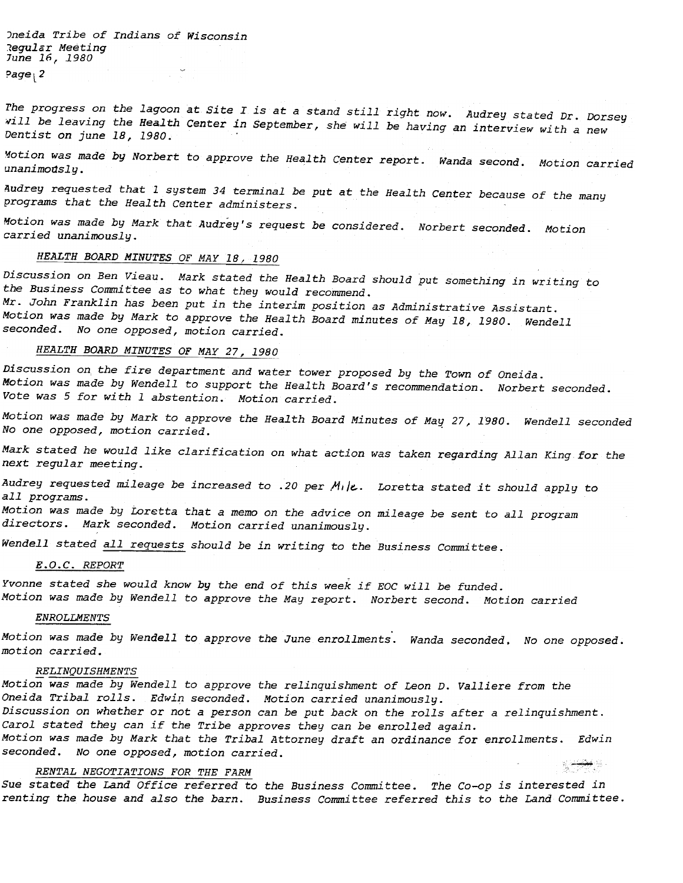The progress on the lagoon at Site I is at a stand still right now. Audrey stated Dr. Dorsey will be leaving the Health Center in September, she will be having an interview with a new Dentist on june 18, 1980.

Motion was made by Norbert to approve the Health Center report. Wanda second. Motion carried unanimously.

Audrey requested that 1 system 34 terminal be put at the Health Center because of the many programs that the Health Center administers.

Motion was made by Mark that Audrey's request be considered. Norbert seconded. Motion carried unanimously.

## HEALTH BOARD MINUTES OF MAY 18, 1980

Discussion on Ben Vieau. Mark stated the Health Board should put something in writing to the Business Committee as to what they would recommend.
Mr. John Franklin has been put in the interim position as Administrative Assistant.
Motion was made by Mark to approve the Health Board minutes of May 18, 1980. Wendell seconded. No one opposed, motion carried.

## HEALTH BOARD MINUTES OF MAY 27, 1980

Discussion on the fire department and water tower proposed by the Town of Oneida.
Motion was made by Wendell to support the Health Board's recommendation. Norbert seconded. Vote was 5 for with 1 abstention. Motion carried.

Motion was made by Mark to approve the Health Board Minutes of May 27, 1980. Wendell seconded No one opposed, motion carried.

Mark stated he would like clarification on what action was taken regarding Allan King for the next regular meeting.

Audrey requested mileage be increased to .20 per Mile. Loretta stated it should apply to all programs.
Motion was made by Loretta that a memo on the advice on mileage be sent to all program directors. Mark seconded. Motion carried unanimously.

Wendell stated all requests should be in writing to the Business Committee.

## E.O.C. REPORT

Yvonne stated she would know by the end of this week if EOC will be funded.
Motion was made by Wendell to approve the May report. Norbert second. Motion carried

## ENROLLMENTS

Motion was made by Wendell to approve the June enrollments. Wanda seconded. No one opposed. motion carried.

## RELINQUISHMENTS

Motion was made by Wendell to approve the relinquishment of Leon D. Valliere from the Oneida Tribal rolls. Edwin seconded. Motion carried unanimously.
Discussion on whether or not a person can be put back on the rolls after a relinquishment. Carol stated they can if the Tribe approves they can be enrolled again.
Motion was made by Mark that the Tribal Attorney draft an ordinance for enrollments. Edwin seconded. No one opposed, motion carried.

## RENTAL NEGOTIATIONS FOR THE FARM

Sue stated the Land Office referred to the Business Committee. The Co-op is interested in renting the house and also the barn. Business Committee referred this to the Land Committee.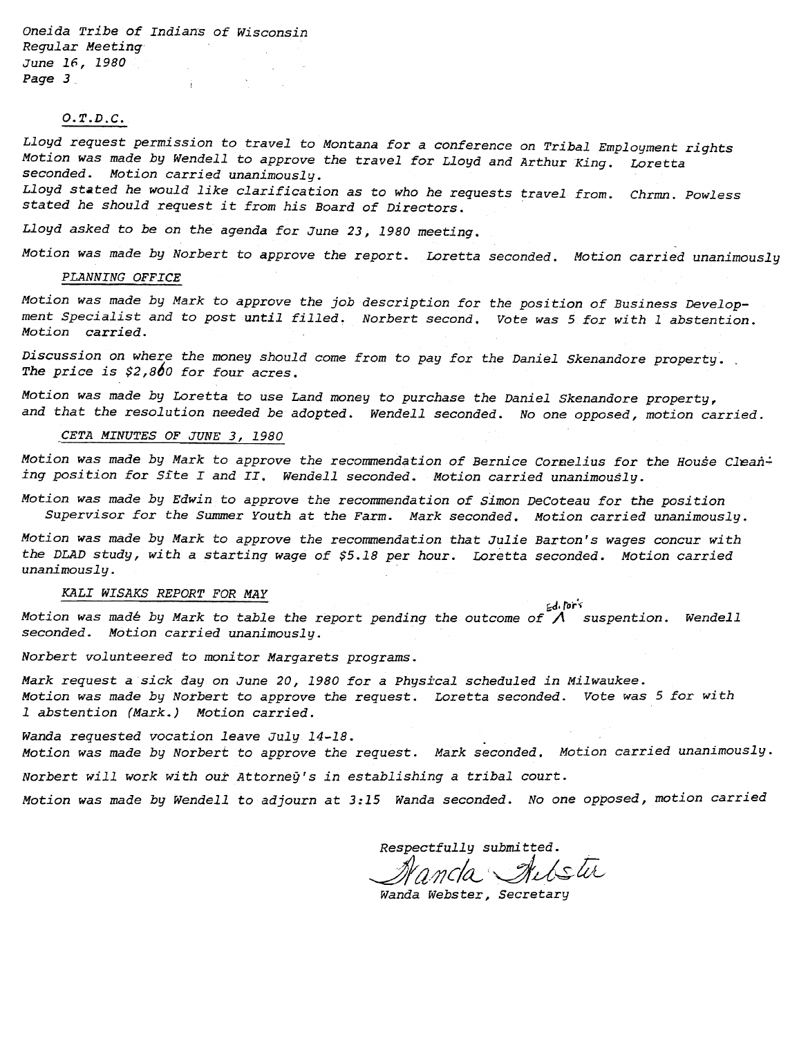Oneida Tribe of Indians of Wisconsin
Regular Meeting
June 16, 1980
Page 3

O.T.D.C.

Lloyd request permission to travel to Montana for a conference on Tribal Employment rights
Motion was made by Wendell to approve the travel for Lloyd and Arthur King. Loretta seconded. Motion carried unanimously.
Lloyd stated he would like clarification as to who he requests travel from. Chrmn. Powless stated he should request it from his Board of Directors.

Lloyd asked to be on the agenda for June 23, 1980 meeting.

Motion was made by Norbert to approve the report. Loretta seconded. Motion carried unanimously

PLANNING OFFICE

Motion was made by Mark to approve the job description for the position of Business Development Specialist and to post until filled. Norbert second. Vote was 5 for with 1 abstention. Motion carried.

Discussion on where the money should come from to pay for the Daniel Skenandore property. The price is $2,860 for four acres.

Motion was made by Loretta to use Land money to purchase the Daniel Skenandore property, and that the resolution needed be adopted. Wendell seconded. No one opposed, motion carried.

CETA MINUTES OF JUNE 3, 1980

Motion was made by Mark to approve the recommendation of Bernice Cornelius for the House Cleaning position for Site I and II. Wendell seconded. Motion carried unanimously.

Motion was made by Edwin to approve the recommendation of Simon DeCoteau for the position Supervisor for the Summer Youth at the Farm. Mark seconded. Motion carried unanimously.

Motion was made by Mark to approve the recommendation that Julie Barton's wages concur with the DLAD study, with a starting wage of $5.18 per hour. Loretta seconded. Motion carried unanimously.

KALI WISAKS REPORT FOR MAY

Motion was made by Mark to table the report pending the outcome of Editor's suspention. Wendell seconded. Motion carried unanimously.

Norbert volunteered to monitor Margarets programs.

Mark request a sick day on June 20, 1980 for a Physical scheduled in Milwaukee.
Motion was made by Norbert to approve the request. Loretta seconded. Vote was 5 for with 1 abstention (Mark.) Motion carried.

Wanda requested vocation leave July 14-18.
Motion was made by Norbert to approve the request. Mark seconded. Motion carried unanimously.

Norbert will work with our Attorney's in establishing a tribal court.

Motion was made by Wendell to adjourn at 3:15 Wanda seconded. No one opposed, motion carried

Respectfully submitted.

Wanda Webster

Wanda Webster, Secretary